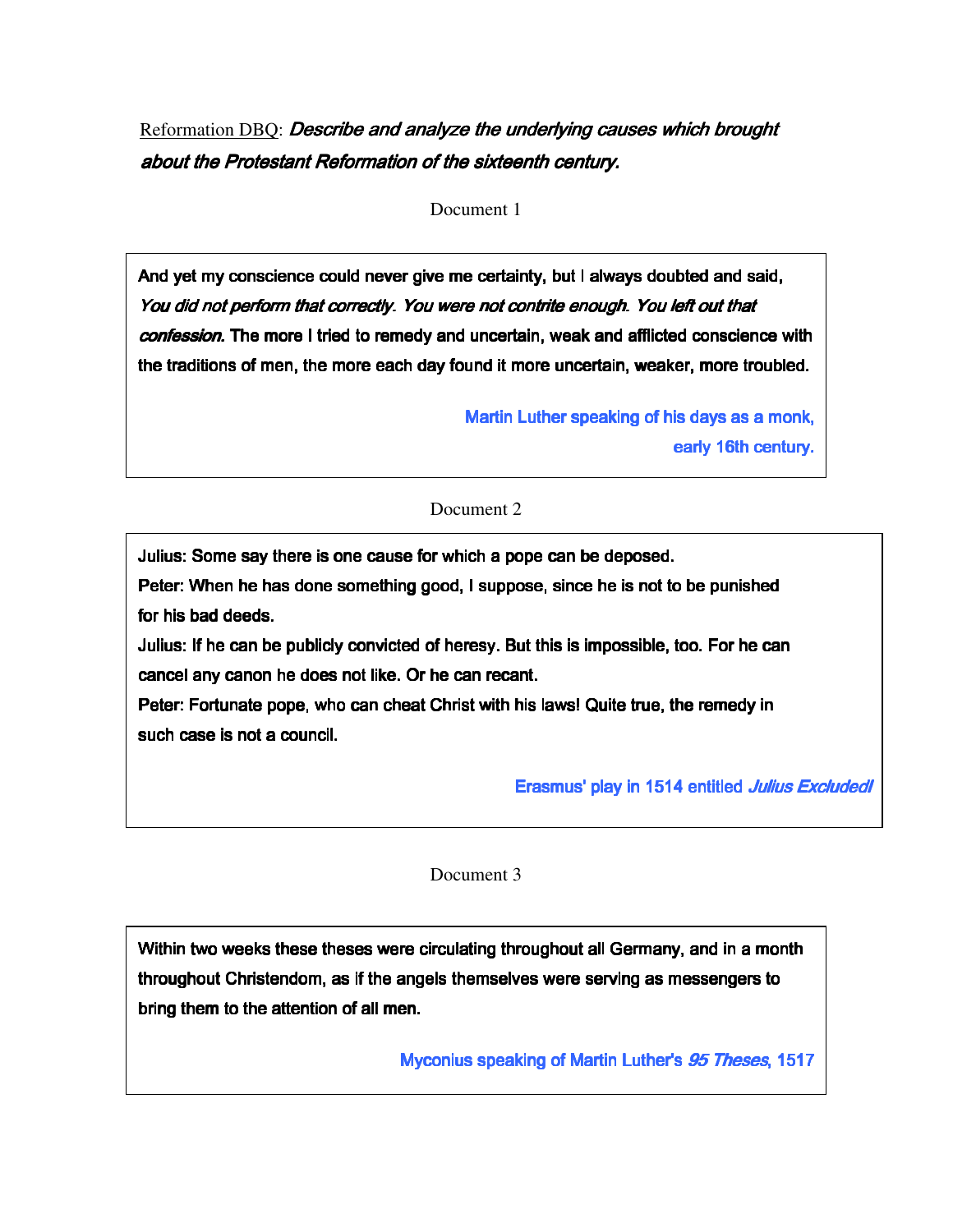Reformation DBQ: ***Describe and analyze the underlying causes which brought about the Protestant Reformation of the sixteenth century.***

Document 1

And yet my conscience could never give me certainty, but I always doubted and said, *You did not perform that correctly. You were not contrite enough. You left out that confession.* The more I tried to remedy and uncertain, weak and afflicted conscience with the traditions of men, the more each day found it more uncertain, weaker, more troubled.

Martin Luther speaking of his days as a monk, early 16th century.

Document 2

Julius: Some say there is one cause for which a pope can be deposed.

Peter: When he has done something good, I suppose, since he is not to be punished for his bad deeds.

Julius: If he can be publicly convicted of heresy. But this is impossible, too. For he can cancel any canon he does not like. Or he can recant.

Peter: Fortunate pope, who can cheat Christ with his laws! Quite true, the remedy in such case is not a council.

Erasmus' play in 1514 entitled *Julius Excluded!*

Document 3

Within two weeks these theses were circulating throughout all Germany, and in a month throughout Christendom, as if the angels themselves were serving as messengers to bring them to the attention of all men.

Myconius speaking of Martin Luther's *95 Theses*, 1517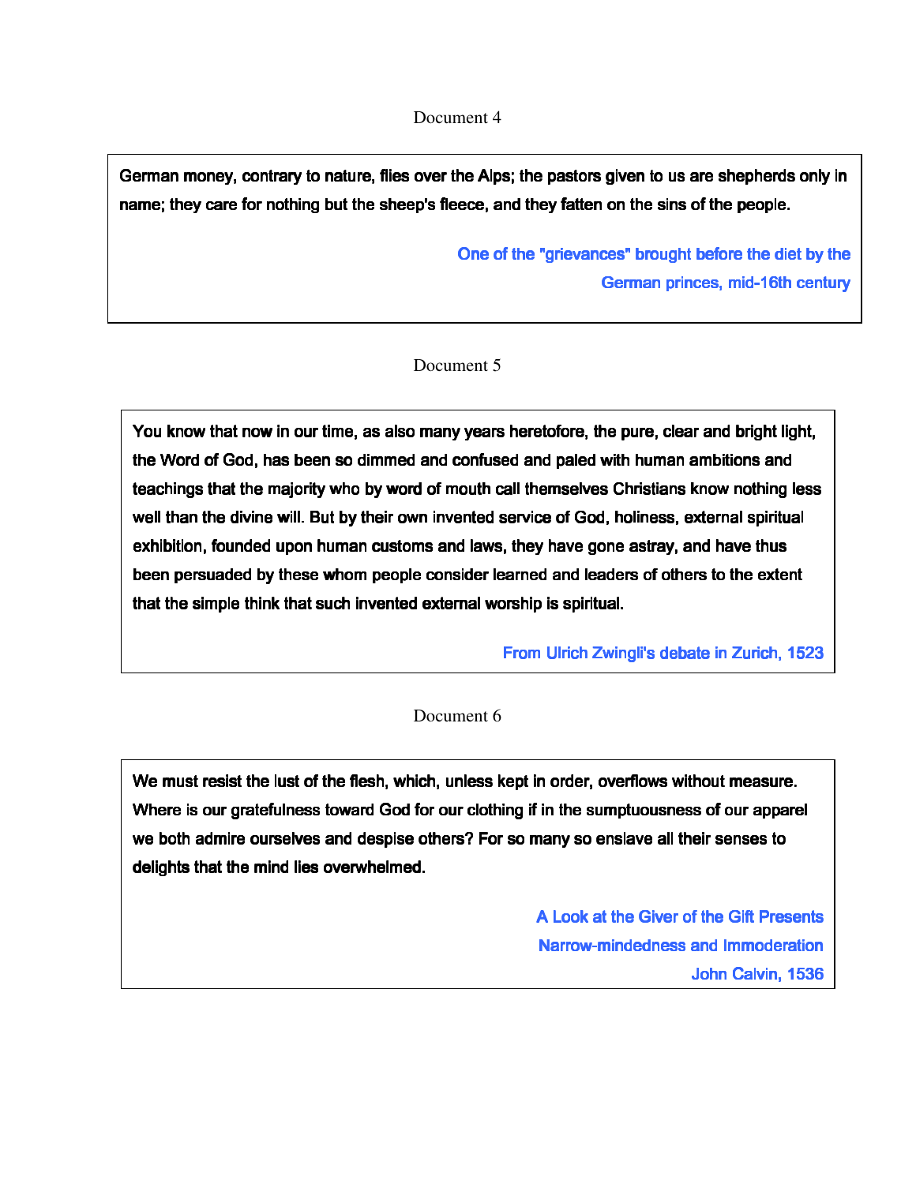Document 4

> German money, contrary to nature, flies over the Alps; the pastors given to us are shepherds only in name; they care for nothing but the sheep's fleece, and they fatten on the sins of the people.
>
> One of the "grievances" brought before the diet by the German princes, mid-16th century

Document 5

> You know that now in our time, as also many years heretofore, the pure, clear and bright light, the Word of God, has been so dimmed and confused and paled with human ambitions and teachings that the majority who by word of mouth call themselves Christians know nothing less well than the divine will. But by their own invented service of God, holiness, external spiritual exhibition, founded upon human customs and laws, they have gone astray, and have thus been persuaded by these whom people consider learned and leaders of others to the extent that the simple think that such invented external worship is spiritual.
>
> From Ulrich Zwingli's debate in Zurich, 1523

Document 6

> We must resist the lust of the flesh, which, unless kept in order, overflows without measure. Where is our gratefulness toward God for our clothing if in the sumptuousness of our apparel we both admire ourselves and despise others? For so many so enslave all their senses to delights that the mind lies overwhelmed.
>
> A Look at the Giver of the Gift Presents
> Narrow-mindedness and Immoderation
> John Calvin, 1536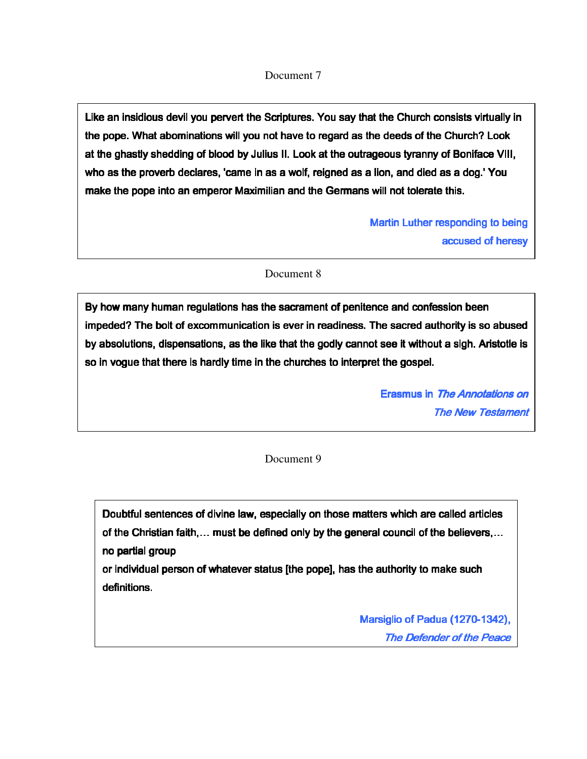Document 7

Like an insidious devil you pervert the Scriptures. You say that the Church consists virtually in the pope. What abominations will you not have to regard as the deeds of the Church? Look at the ghastly shedding of blood by Julius II. Look at the outrageous tyranny of Boniface VIII, who as the proverb declares, 'came in as a wolf, reigned as a lion, and died as a dog.' You make the pope into an emperor Maximilian and the Germans will not tolerate this.

Martin Luther responding to being accused of heresy

Document 8

By how many human regulations has the sacrament of penitence and confession been impeded? The bolt of excommunication is ever in readiness. The sacred authority is so abused by absolutions, dispensations, as the like that the godly cannot see it without a sigh. Aristotle is so in vogue that there is hardly time in the churches to interpret the gospel.

Erasmus in *The Annotations on The New Testament*

Document 9

Doubtful sentences of divine law, especially on those matters which are called articles of the Christian faith,… must be defined only by the general council of the believers,… no partial group
or individual person of whatever status [the pope], has the authority to make such definitions.

Marsiglio of Padua (1270-1342), *The Defender of the Peace*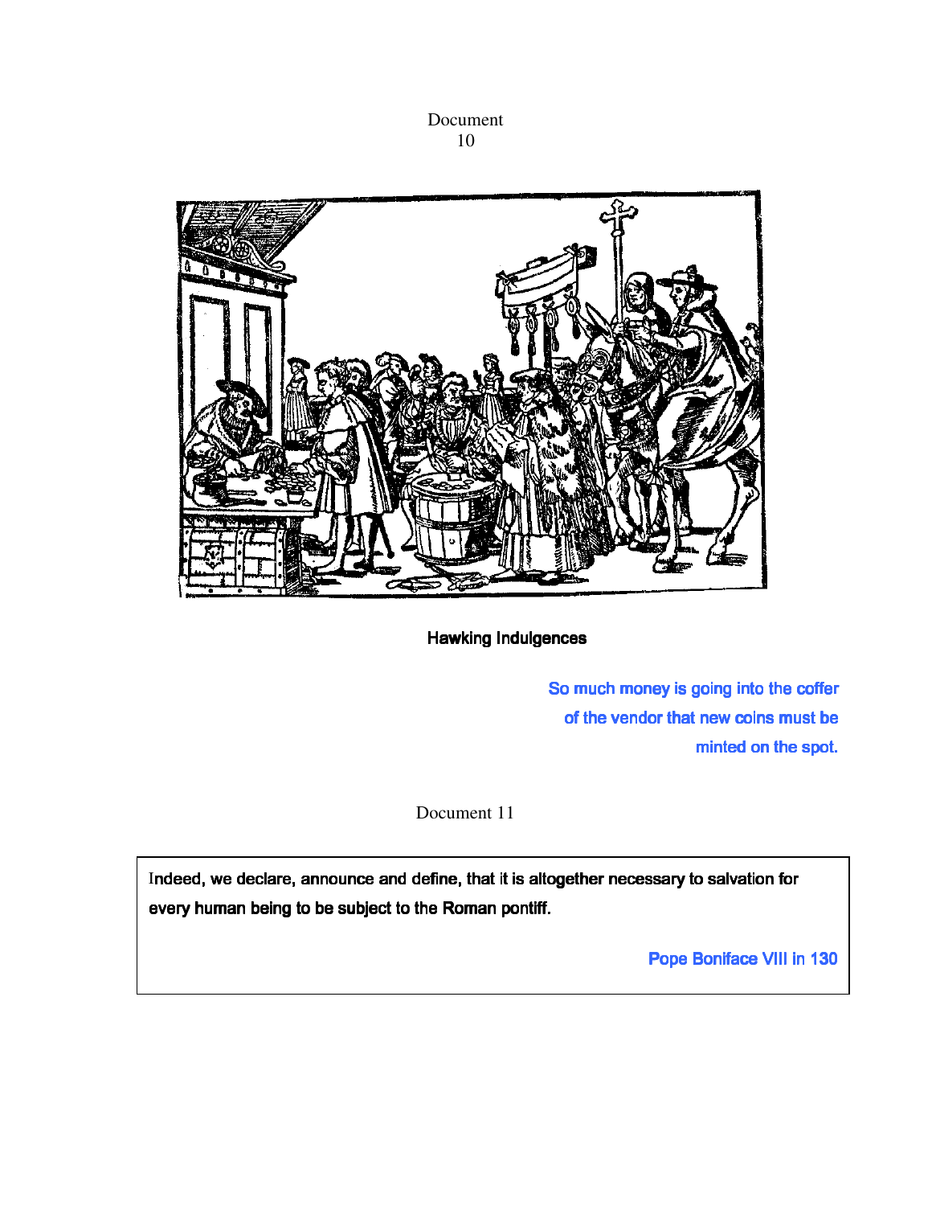Document 10

Hawking Indulgences

So much money is going into the coffer of the vendor that new coins must be minted on the spot.

Document 11

Indeed, we declare, announce and define, that it is altogether necessary to salvation for every human being to be subject to the Roman pontiff.

Pope Boniface VIII in 130